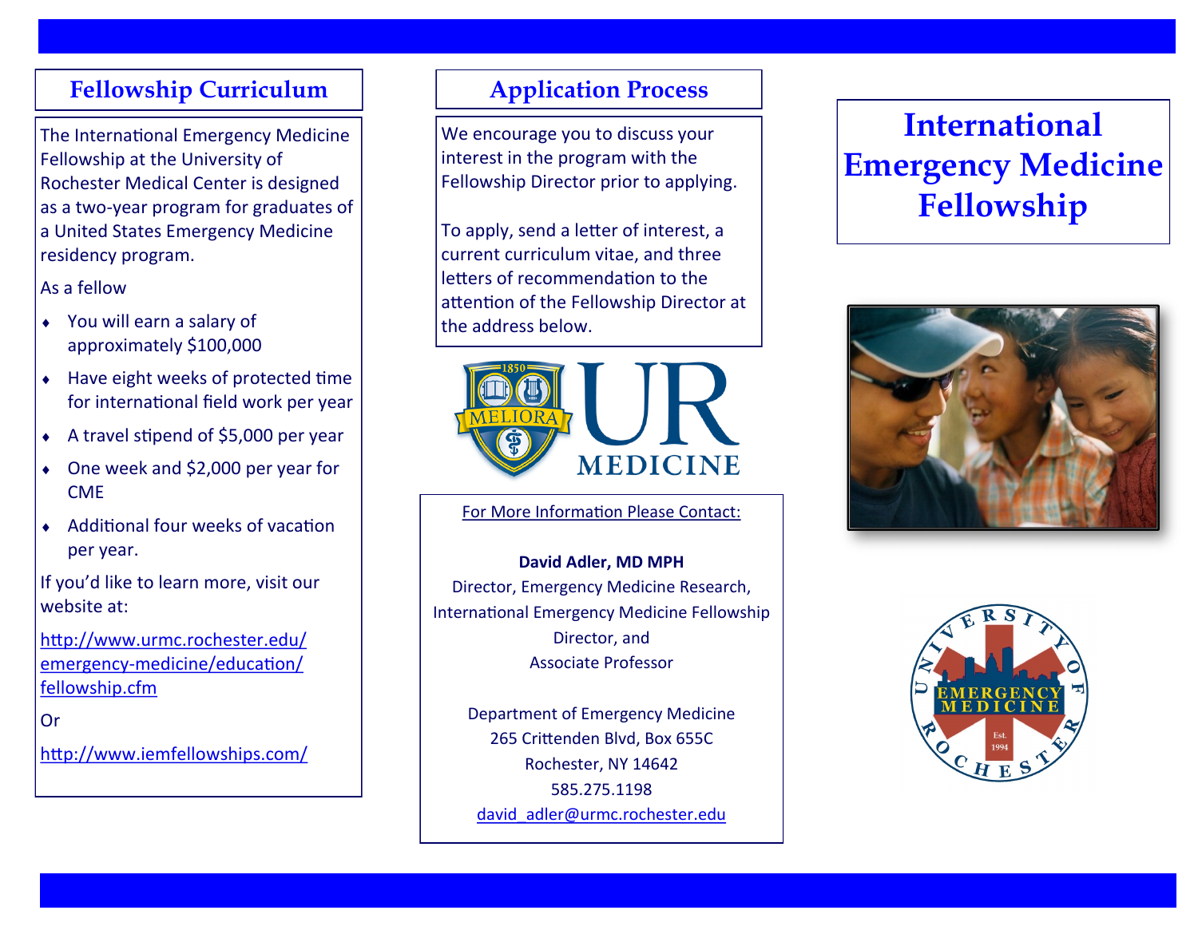## Fellowship Curriculum

The International Emergency Medicine Fellowship at the University of Rochester Medical Center is designed as a two-year program for graduates of a United States Emergency Medicine residency program.

As a fellow

- You will earn a salary of approximately $100,000
- Have eight weeks of protected time for international field work per year
- A travel stipend of $5,000 per year
- One week and $2,000 per year for CME
- Additional four weeks of vacation per year.

If you'd like to learn more, visit our website at:

http://www.urmc.rochester.edu/emergency-medicine/education/fellowship.cfm

Or

http://www.iemfellowships.com/

## Application Process

We encourage you to discuss your interest in the program with the Fellowship Director prior to applying.

To apply, send a letter of interest, a current curriculum vitae, and three letters of recommendation to the attention of the Fellowship Director at the address below.

For More Information Please Contact:

**David Adler, MD MPH**
Director, Emergency Medicine Research,
International Emergency Medicine Fellowship Director, and
Associate Professor

Department of Emergency Medicine
265 Crittenden Blvd, Box 655C
Rochester, NY 14642
585.275.1198
david_adler@urmc.rochester.edu

# International Emergency Medicine Fellowship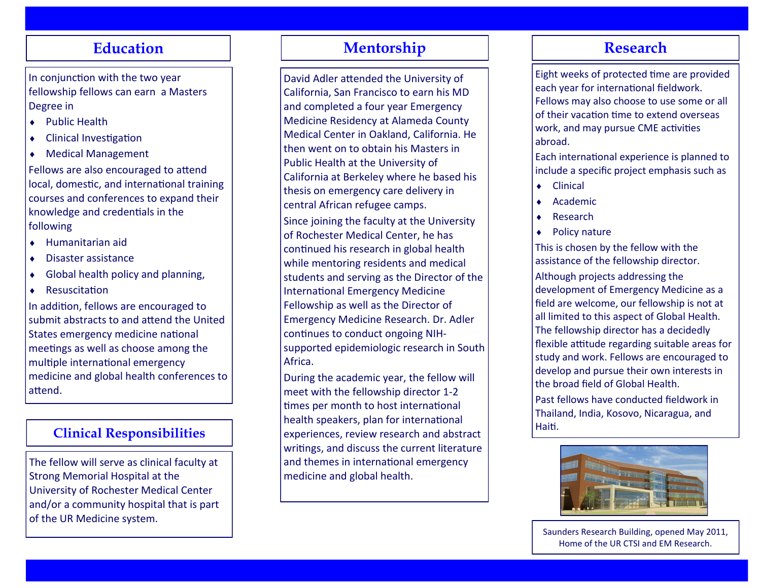## Education

In conjunction with the two year fellowship fellows can earn a Masters Degree in

- Public Health
- Clinical Investigation
- Medical Management

Fellows are also encouraged to attend local, domestic, and international training courses and conferences to expand their knowledge and credentials in the following

- Humanitarian aid
- Disaster assistance
- Global health policy and planning,
- Resuscitation

In addition, fellows are encouraged to submit abstracts to and attend the United States emergency medicine national meetings as well as choose among the multiple international emergency medicine and global health conferences to attend.

## Clinical Responsibilities

The fellow will serve as clinical faculty at Strong Memorial Hospital at the University of Rochester Medical Center and/or a community hospital that is part of the UR Medicine system.

## Mentorship

David Adler attended the University of California, San Francisco to earn his MD and completed a four year Emergency Medicine Residency at Alameda County Medical Center in Oakland, California. He then went on to obtain his Masters in Public Health at the University of California at Berkeley where he based his thesis on emergency care delivery in central African refugee camps.

Since joining the faculty at the University of Rochester Medical Center, he has continued his research in global health while mentoring residents and medical students and serving as the Director of the International Emergency Medicine Fellowship as well as the Director of Emergency Medicine Research. Dr. Adler continues to conduct ongoing NIH-supported epidemiologic research in South Africa.

During the academic year, the fellow will meet with the fellowship director 1-2 times per month to host international health speakers, plan for international experiences, review research and abstract writings, and discuss the current literature and themes in international emergency medicine and global health.

## Research

Eight weeks of protected time are provided each year for international fieldwork. Fellows may also choose to use some or all of their vacation time to extend overseas work, and may pursue CME activities abroad.

Each international experience is planned to include a specific project emphasis such as

- Clinical
- Academic
- Research
- Policy nature

This is chosen by the fellow with the assistance of the fellowship director.

Although projects addressing the development of Emergency Medicine as a field are welcome, our fellowship is not at all limited to this aspect of Global Health. The fellowship director has a decidedly flexible attitude regarding suitable areas for study and work. Fellows are encouraged to develop and pursue their own interests in the broad field of Global Health.

Past fellows have conducted fieldwork in Thailand, India, Kosovo, Nicaragua, and Haiti.

Saunders Research Building, opened May 2011, Home of the UR CTSI and EM Research.